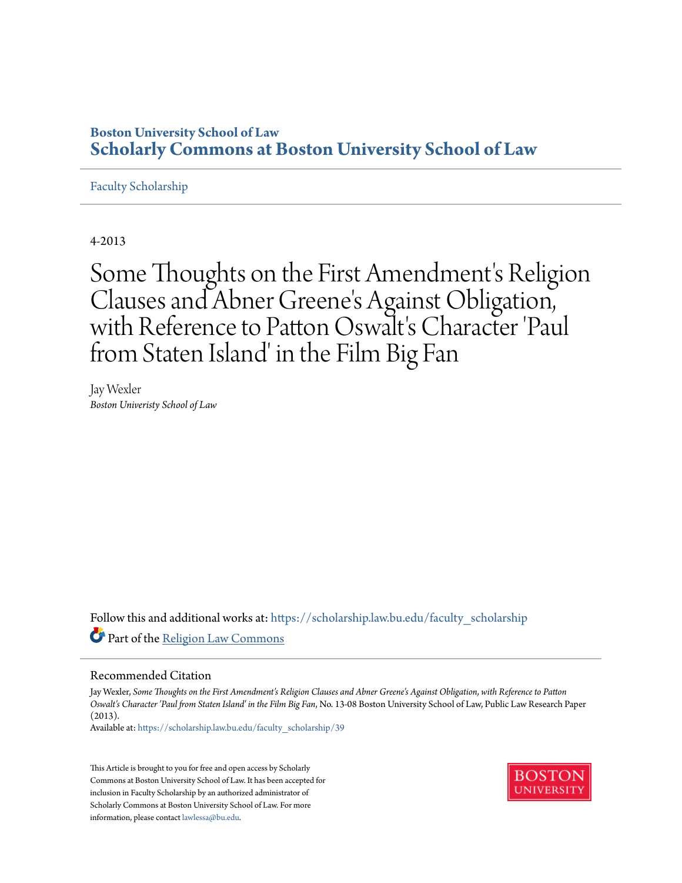**Boston University School of Law**
**Scholarly Commons at Boston University School of Law**

Faculty Scholarship

4-2013

# Some Thoughts on the First Amendment's Religion Clauses and Abner Greene's Against Obligation, with Reference to Patton Oswalt's Character 'Paul from Staten Island' in the Film Big Fan

Jay Wexler
*Boston Univeristy School of Law*

Follow this and additional works at: https://scholarship.law.bu.edu/faculty_scholarship

Part of the Religion Law Commons

## Recommended Citation

Jay Wexler, *Some Thoughts on the First Amendment's Religion Clauses and Abner Greene's Against Obligation, with Reference to Patton Oswalt's Character 'Paul from Staten Island' in the Film Big Fan*, No. 13-08 Boston University School of Law, Public Law Research Paper (2013).
Available at: https://scholarship.law.bu.edu/faculty_scholarship/39

This Article is brought to you for free and open access by Scholarly Commons at Boston University School of Law. It has been accepted for inclusion in Faculty Scholarship by an authorized administrator of Scholarly Commons at Boston University School of Law. For more information, please contact lawlessa@bu.edu.

BOSTON UNIVERSITY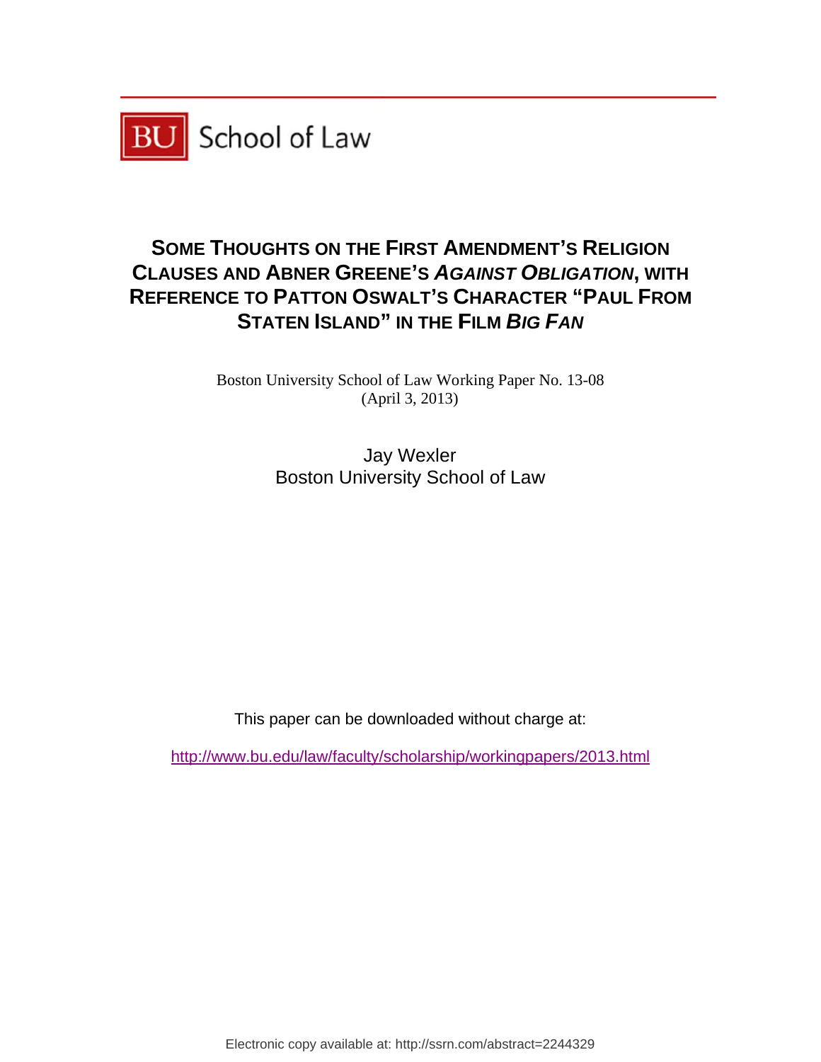BU School of Law

# SOME THOUGHTS ON THE FIRST AMENDMENT'S RELIGION CLAUSES AND ABNER GREENE'S *AGAINST OBLIGATION*, WITH REFERENCE TO PATTON OSWALT'S CHARACTER "PAUL FROM STATEN ISLAND" IN THE FILM *BIG FAN*

Boston University School of Law Working Paper No. 13-08
(April 3, 2013)

Jay Wexler
Boston University School of Law

This paper can be downloaded without charge at:

http://www.bu.edu/law/faculty/scholarship/workingpapers/2013.html

Electronic copy available at: http://ssrn.com/abstract=2244329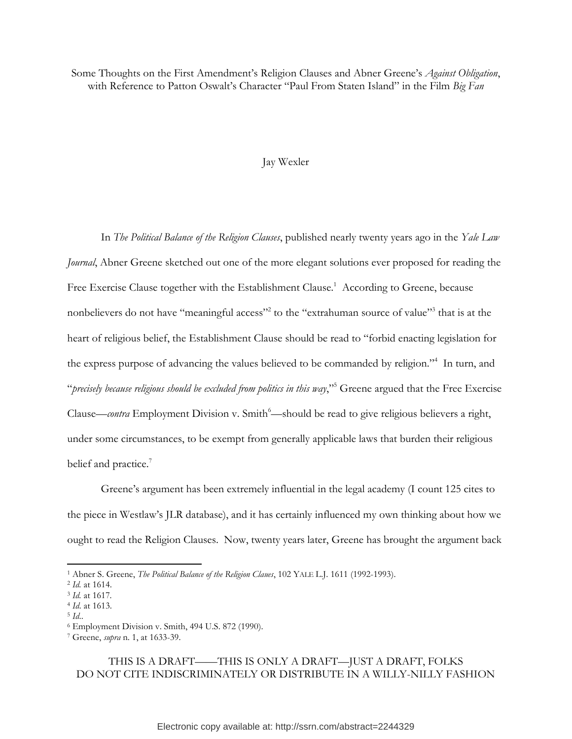Some Thoughts on the First Amendment's Religion Clauses and Abner Greene's *Against Obligation*, with Reference to Patton Oswalt's Character "Paul From Staten Island" in the Film *Big Fan*

Jay Wexler

In *The Political Balance of the Religion Clauses*, published nearly twenty years ago in the *Yale Law Journal*, Abner Greene sketched out one of the more elegant solutions ever proposed for reading the Free Exercise Clause together with the Establishment Clause.[1] According to Greene, because nonbelievers do not have "meaningful access"[2] to the "extrahuman source of value"[3] that is at the heart of religious belief, the Establishment Clause should be read to "forbid enacting legislation for the express purpose of advancing the values believed to be commanded by religion."[4] In turn, and "*precisely because religious should be excluded from politics in this way*,"[5] Greene argued that the Free Exercise Clause—*contra* Employment Division v. Smith[6]—should be read to give religious believers a right, under some circumstances, to be exempt from generally applicable laws that burden their religious belief and practice.[7]

Greene's argument has been extremely influential in the legal academy (I count 125 cites to the piece in Westlaw's JLR database), and it has certainly influenced my own thinking about how we ought to read the Religion Clauses. Now, twenty years later, Greene has brought the argument back

---

[1] Abner S. Greene, *The Political Balance of the Religion Claues*, 102 YALE L.J. 1611 (1992-1993).
[2] *Id.* at 1614.
[3] *Id.* at 1617.
[4] *Id.* at 1613.
[5] *Id.*.
[6] Employment Division v. Smith, 494 U.S. 872 (1990).
[7] Greene, *supra* n. 1, at 1633-39.

THIS IS A DRAFT——THIS IS ONLY A DRAFT—JUST A DRAFT, FOLKS
DO NOT CITE INDISCRIMINATELY OR DISTRIBUTE IN A WILLY-NILLY FASHION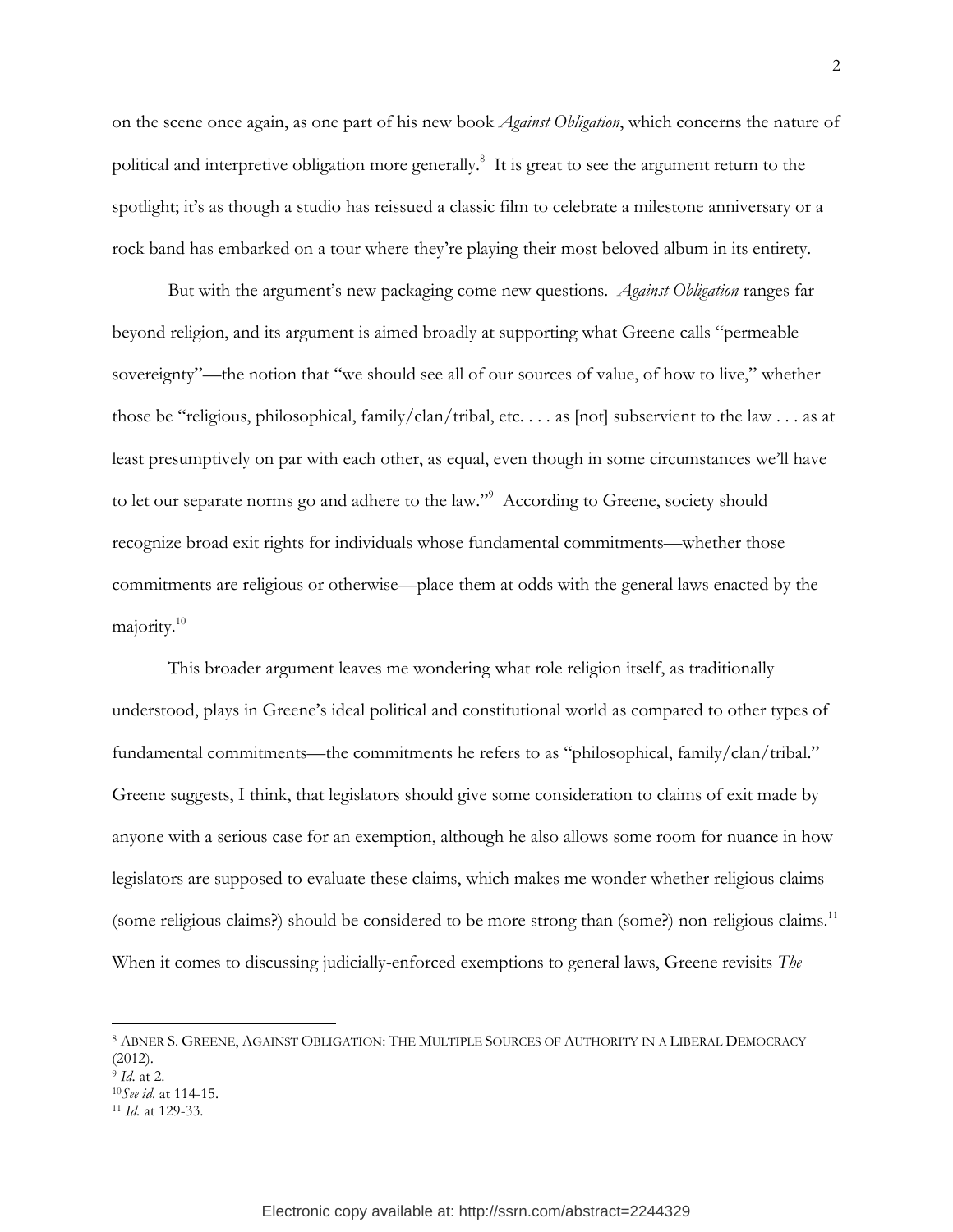on the scene once again, as one part of his new book *Against Obligation*, which concerns the nature of political and interpretive obligation more generally.[8] It is great to see the argument return to the spotlight; it's as though a studio has reissued a classic film to celebrate a milestone anniversary or a rock band has embarked on a tour where they're playing their most beloved album in its entirety.

But with the argument's new packaging come new questions. *Against Obligation* ranges far beyond religion, and its argument is aimed broadly at supporting what Greene calls "permeable sovereignty"—the notion that "we should see all of our sources of value, of how to live," whether those be "religious, philosophical, family/clan/tribal, etc. . . . as [not] subservient to the law . . . as at least presumptively on par with each other, as equal, even though in some circumstances we'll have to let our separate norms go and adhere to the law."[9] According to Greene, society should recognize broad exit rights for individuals whose fundamental commitments—whether those commitments are religious or otherwise—place them at odds with the general laws enacted by the majority.[10]

This broader argument leaves me wondering what role religion itself, as traditionally understood, plays in Greene's ideal political and constitutional world as compared to other types of fundamental commitments—the commitments he refers to as "philosophical, family/clan/tribal." Greene suggests, I think, that legislators should give some consideration to claims of exit made by anyone with a serious case for an exemption, although he also allows some room for nuance in how legislators are supposed to evaluate these claims, which makes me wonder whether religious claims (some religious claims?) should be considered to be more strong than (some?) non-religious claims.[11] When it comes to discussing judicially-enforced exemptions to general laws, Greene revisits *The*

---

[8] ABNER S. GREENE, AGAINST OBLIGATION: THE MULTIPLE SOURCES OF AUTHORITY IN A LIBERAL DEMOCRACY (2012).

[9] *Id.* at 2.

[10] *See id.* at 114-15.

[11] *Id.* at 129-33.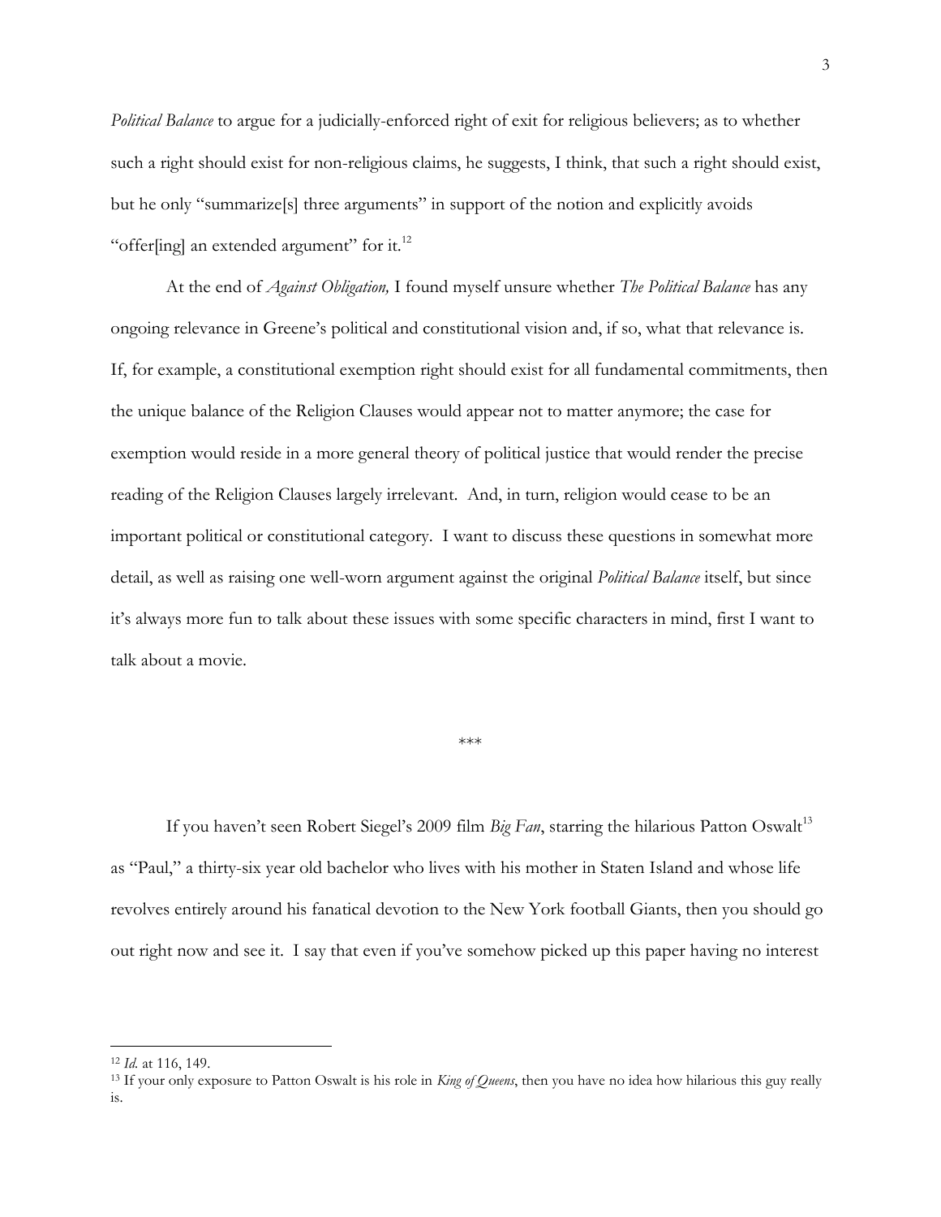*Political Balance* to argue for a judicially-enforced right of exit for religious believers; as to whether such a right should exist for non-religious claims, he suggests, I think, that such a right should exist, but he only "summarize[s] three arguments" in support of the notion and explicitly avoids "offer[ing] an extended argument" for it.[12]

At the end of *Against Obligation,* I found myself unsure whether *The Political Balance* has any ongoing relevance in Greene's political and constitutional vision and, if so, what that relevance is. If, for example, a constitutional exemption right should exist for all fundamental commitments, then the unique balance of the Religion Clauses would appear not to matter anymore; the case for exemption would reside in a more general theory of political justice that would render the precise reading of the Religion Clauses largely irrelevant. And, in turn, religion would cease to be an important political or constitutional category. I want to discuss these questions in somewhat more detail, as well as raising one well-worn argument against the original *Political Balance* itself, but since it's always more fun to talk about these issues with some specific characters in mind, first I want to talk about a movie.

\*\*\*

If you haven't seen Robert Siegel's 2009 film *Big Fan*, starring the hilarious Patton Oswalt[13] as "Paul," a thirty-six year old bachelor who lives with his mother in Staten Island and whose life revolves entirely around his fanatical devotion to the New York football Giants, then you should go out right now and see it. I say that even if you've somehow picked up this paper having no interest

---

[12] *Id.* at 116, 149.

[13] If your only exposure to Patton Oswalt is his role in *King of Queens*, then you have no idea how hilarious this guy really is.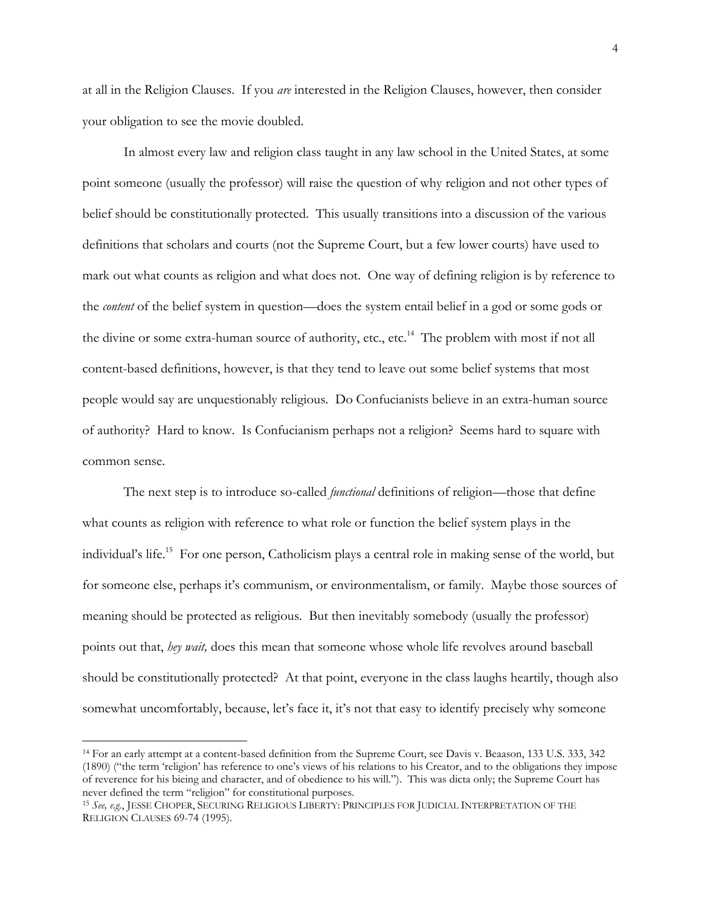at all in the Religion Clauses. If you *are* interested in the Religion Clauses, however, then consider your obligation to see the movie doubled.

In almost every law and religion class taught in any law school in the United States, at some point someone (usually the professor) will raise the question of why religion and not other types of belief should be constitutionally protected. This usually transitions into a discussion of the various definitions that scholars and courts (not the Supreme Court, but a few lower courts) have used to mark out what counts as religion and what does not. One way of defining religion is by reference to the *content* of the belief system in question—does the system entail belief in a god or some gods or the divine or some extra-human source of authority, etc., etc.[14] The problem with most if not all content-based definitions, however, is that they tend to leave out some belief systems that most people would say are unquestionably religious. Do Confucianists believe in an extra-human source of authority? Hard to know. Is Confucianism perhaps not a religion? Seems hard to square with common sense.

The next step is to introduce so-called *functional* definitions of religion—those that define what counts as religion with reference to what role or function the belief system plays in the individual's life.[15] For one person, Catholicism plays a central role in making sense of the world, but for someone else, perhaps it's communism, or environmentalism, or family. Maybe those sources of meaning should be protected as religious. But then inevitably somebody (usually the professor) points out that, *hey wait,* does this mean that someone whose whole life revolves around baseball should be constitutionally protected? At that point, everyone in the class laughs heartily, though also somewhat uncomfortably, because, let's face it, it's not that easy to identify precisely why someone

---

[14] For an early attempt at a content-based definition from the Supreme Court, see Davis v. Beaason, 133 U.S. 333, 342 (1890) ("the term 'religion' has reference to one's views of his relations to his Creator, and to the obligations they impose of reverence for his bieing and character, and of obedience to his will."). This was dicta only; the Supreme Court has never defined the term "religion" for constitutional purposes.

[15] *See, e.g.*, JESSE CHOPER, SECURING RELIGIOUS LIBERTY: PRINCIPLES FOR JUDICIAL INTERPRETATION OF THE RELIGION CLAUSES 69-74 (1995).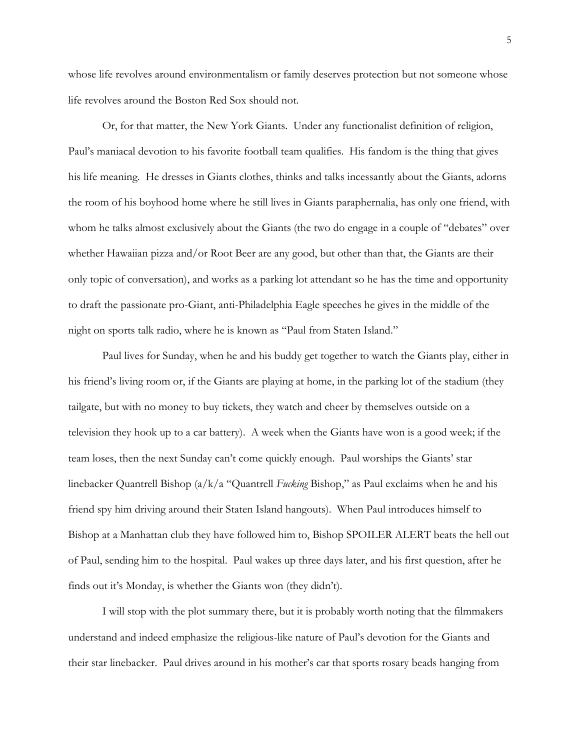whose life revolves around environmentalism or family deserves protection but not someone whose life revolves around the Boston Red Sox should not.

Or, for that matter, the New York Giants. Under any functionalist definition of religion, Paul's maniacal devotion to his favorite football team qualifies. His fandom is the thing that gives his life meaning. He dresses in Giants clothes, thinks and talks incessantly about the Giants, adorns the room of his boyhood home where he still lives in Giants paraphernalia, has only one friend, with whom he talks almost exclusively about the Giants (the two do engage in a couple of "debates" over whether Hawaiian pizza and/or Root Beer are any good, but other than that, the Giants are their only topic of conversation), and works as a parking lot attendant so he has the time and opportunity to draft the passionate pro-Giant, anti-Philadelphia Eagle speeches he gives in the middle of the night on sports talk radio, where he is known as "Paul from Staten Island."

Paul lives for Sunday, when he and his buddy get together to watch the Giants play, either in his friend's living room or, if the Giants are playing at home, in the parking lot of the stadium (they tailgate, but with no money to buy tickets, they watch and cheer by themselves outside on a television they hook up to a car battery). A week when the Giants have won is a good week; if the team loses, then the next Sunday can't come quickly enough. Paul worships the Giants' star linebacker Quantrell Bishop (a/k/a "Quantrell *Fucking* Bishop," as Paul exclaims when he and his friend spy him driving around their Staten Island hangouts). When Paul introduces himself to Bishop at a Manhattan club they have followed him to, Bishop SPOILER ALERT beats the hell out of Paul, sending him to the hospital. Paul wakes up three days later, and his first question, after he finds out it's Monday, is whether the Giants won (they didn't).

I will stop with the plot summary there, but it is probably worth noting that the filmmakers understand and indeed emphasize the religious-like nature of Paul's devotion for the Giants and their star linebacker. Paul drives around in his mother's car that sports rosary beads hanging from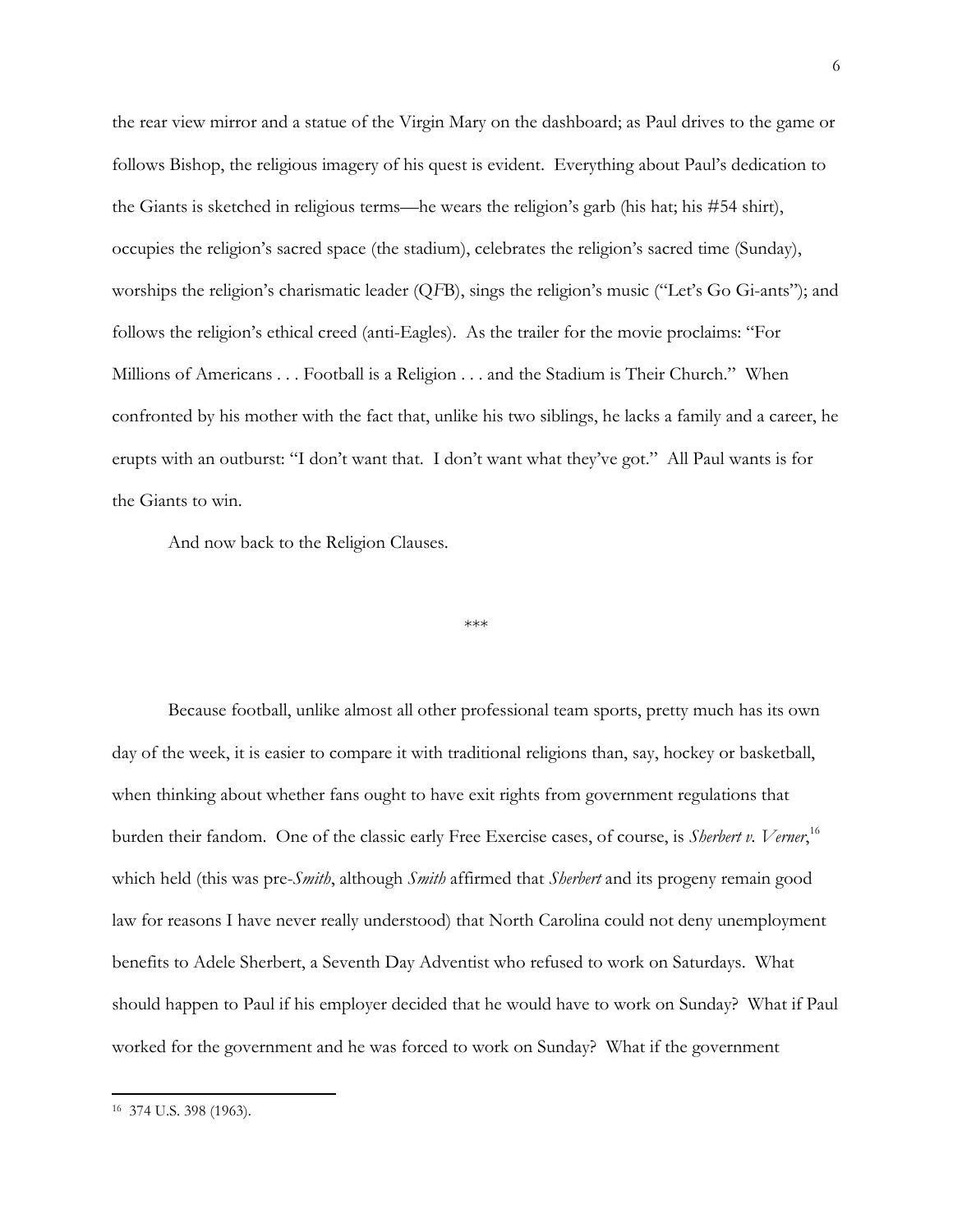the rear view mirror and a statue of the Virgin Mary on the dashboard; as Paul drives to the game or follows Bishop, the religious imagery of his quest is evident. Everything about Paul's dedication to the Giants is sketched in religious terms—he wears the religion's garb (his hat; his #54 shirt), occupies the religion's sacred space (the stadium), celebrates the religion's sacred time (Sunday), worships the religion's charismatic leader (Q*F*B), sings the religion's music ("Let's Go Gi-ants"); and follows the religion's ethical creed (anti-Eagles). As the trailer for the movie proclaims: "For Millions of Americans . . . Football is a Religion . . . and the Stadium is Their Church." When confronted by his mother with the fact that, unlike his two siblings, he lacks a family and a career, he erupts with an outburst: "I don't want that. I don't want what they've got." All Paul wants is for the Giants to win.

And now back to the Religion Clauses.

\*\*\*

Because football, unlike almost all other professional team sports, pretty much has its own day of the week, it is easier to compare it with traditional religions than, say, hockey or basketball, when thinking about whether fans ought to have exit rights from government regulations that burden their fandom. One of the classic early Free Exercise cases, of course, is *Sherbert v. Verner*,[16] which held (this was pre-*Smith*, although *Smith* affirmed that *Sherbert* and its progeny remain good law for reasons I have never really understood) that North Carolina could not deny unemployment benefits to Adele Sherbert, a Seventh Day Adventist who refused to work on Saturdays. What should happen to Paul if his employer decided that he would have to work on Sunday? What if Paul worked for the government and he was forced to work on Sunday? What if the government

---

[16] 374 U.S. 398 (1963).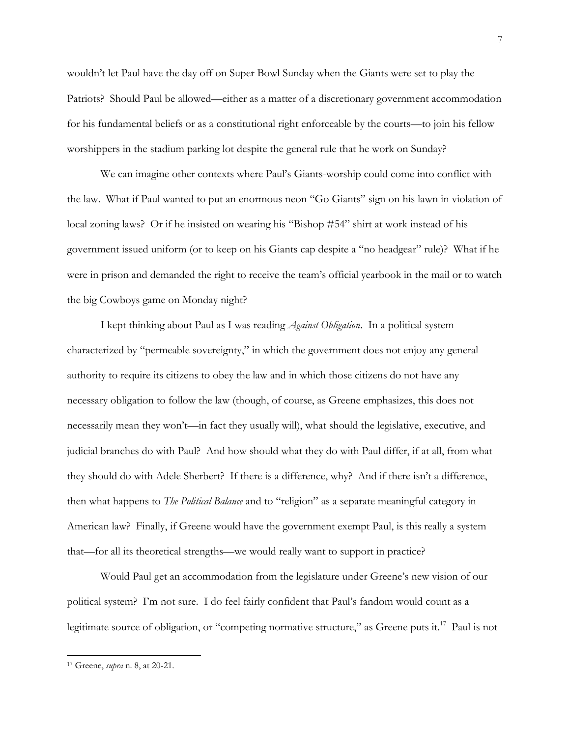wouldn't let Paul have the day off on Super Bowl Sunday when the Giants were set to play the Patriots? Should Paul be allowed—either as a matter of a discretionary government accommodation for his fundamental beliefs or as a constitutional right enforceable by the courts—to join his fellow worshippers in the stadium parking lot despite the general rule that he work on Sunday?

We can imagine other contexts where Paul's Giants-worship could come into conflict with the law. What if Paul wanted to put an enormous neon "Go Giants" sign on his lawn in violation of local zoning laws? Or if he insisted on wearing his "Bishop #54" shirt at work instead of his government issued uniform (or to keep on his Giants cap despite a "no headgear" rule)? What if he were in prison and demanded the right to receive the team's official yearbook in the mail or to watch the big Cowboys game on Monday night?

I kept thinking about Paul as I was reading *Against Obligation*. In a political system characterized by "permeable sovereignty," in which the government does not enjoy any general authority to require its citizens to obey the law and in which those citizens do not have any necessary obligation to follow the law (though, of course, as Greene emphasizes, this does not necessarily mean they won't—in fact they usually will), what should the legislative, executive, and judicial branches do with Paul? And how should what they do with Paul differ, if at all, from what they should do with Adele Sherbert? If there is a difference, why? And if there isn't a difference, then what happens to *The Political Balance* and to "religion" as a separate meaningful category in American law? Finally, if Greene would have the government exempt Paul, is this really a system that—for all its theoretical strengths—we would really want to support in practice?

Would Paul get an accommodation from the legislature under Greene's new vision of our political system? I'm not sure. I do feel fairly confident that Paul's fandom would count as a legitimate source of obligation, or "competing normative structure," as Greene puts it.[17] Paul is not

---

[17] Greene, *supra* n. 8, at 20-21.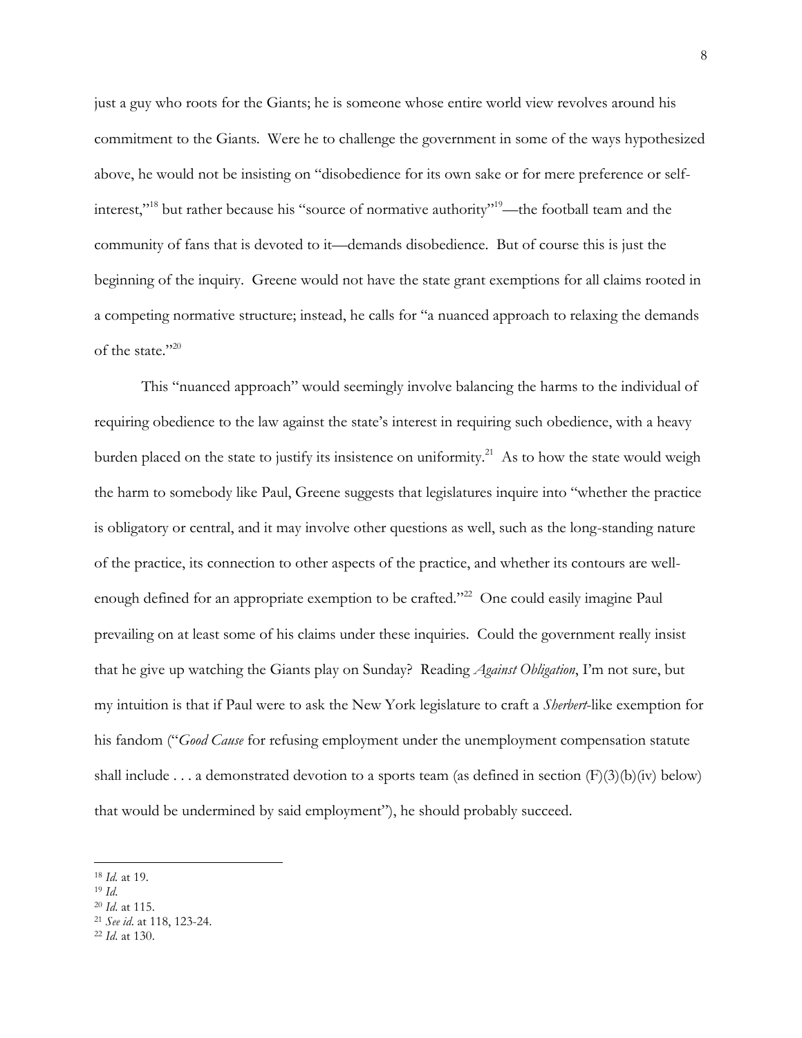just a guy who roots for the Giants; he is someone whose entire world view revolves around his commitment to the Giants. Were he to challenge the government in some of the ways hypothesized above, he would not be insisting on "disobedience for its own sake or for mere preference or self-interest,"[18] but rather because his "source of normative authority"[19]—the football team and the community of fans that is devoted to it—demands disobedience. But of course this is just the beginning of the inquiry. Greene would not have the state grant exemptions for all claims rooted in a competing normative structure; instead, he calls for "a nuanced approach to relaxing the demands of the state."[20]

This "nuanced approach" would seemingly involve balancing the harms to the individual of requiring obedience to the law against the state's interest in requiring such obedience, with a heavy burden placed on the state to justify its insistence on uniformity.[21] As to how the state would weigh the harm to somebody like Paul, Greene suggests that legislatures inquire into "whether the practice is obligatory or central, and it may involve other questions as well, such as the long-standing nature of the practice, its connection to other aspects of the practice, and whether its contours are well-enough defined for an appropriate exemption to be crafted."[22] One could easily imagine Paul prevailing on at least some of his claims under these inquiries. Could the government really insist that he give up watching the Giants play on Sunday? Reading *Against Obligation*, I'm not sure, but my intuition is that if Paul were to ask the New York legislature to craft a *Sherbert*-like exemption for his fandom ("*Good Cause* for refusing employment under the unemployment compensation statute shall include . . . a demonstrated devotion to a sports team (as defined in section (F)(3)(b)(iv) below) that would be undermined by said employment"), he should probably succeed.

---

[18] *Id.* at 19.

[19] *Id.*

[20] *Id.* at 115.

[21] *See id.* at 118, 123-24.

[22] *Id.* at 130.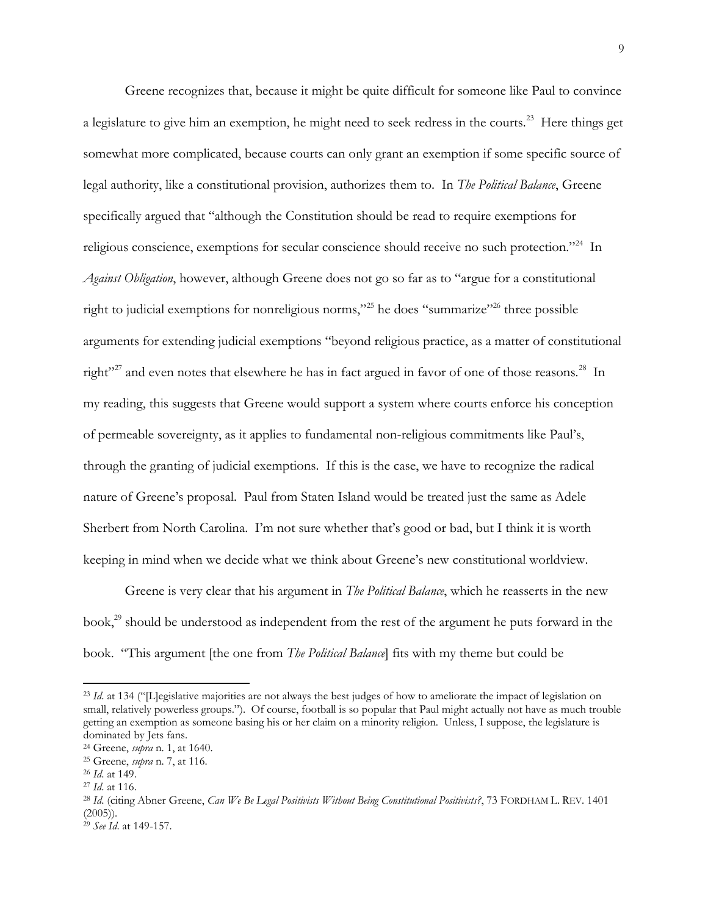Greene recognizes that, because it might be quite difficult for someone like Paul to convince a legislature to give him an exemption, he might need to seek redress in the courts.[23] Here things get somewhat more complicated, because courts can only grant an exemption if some specific source of legal authority, like a constitutional provision, authorizes them to. In *The Political Balance*, Greene specifically argued that "although the Constitution should be read to require exemptions for religious conscience, exemptions for secular conscience should receive no such protection."[24] In *Against Obligation*, however, although Greene does not go so far as to "argue for a constitutional right to judicial exemptions for nonreligious norms,"[25] he does "summarize"[26] three possible arguments for extending judicial exemptions "beyond religious practice, as a matter of constitutional right"[27] and even notes that elsewhere he has in fact argued in favor of one of those reasons.[28] In my reading, this suggests that Greene would support a system where courts enforce his conception of permeable sovereignty, as it applies to fundamental non-religious commitments like Paul's, through the granting of judicial exemptions. If this is the case, we have to recognize the radical nature of Greene's proposal. Paul from Staten Island would be treated just the same as Adele Sherbert from North Carolina. I'm not sure whether that's good or bad, but I think it is worth keeping in mind when we decide what we think about Greene's new constitutional worldview.

Greene is very clear that his argument in *The Political Balance*, which he reasserts in the new book,[29] should be understood as independent from the rest of the argument he puts forward in the book. "This argument [the one from *The Political Balance*] fits with my theme but could be

---

[23] *Id.* at 134 ("[L]egislative majorities are not always the best judges of how to ameliorate the impact of legislation on small, relatively powerless groups."). Of course, football is so popular that Paul might actually not have as much trouble getting an exemption as someone basing his or her claim on a minority religion. Unless, I suppose, the legislature is dominated by Jets fans.

[24] Greene, *supra* n. 1, at 1640.

[25] Greene, *supra* n. 7, at 116.

[26] *Id.* at 149.

[27] *Id.* at 116.

[28] *Id.* (citing Abner Greene, *Can We Be Legal Positivists Without Being Constitutional Positivists?*, 73 FORDHAM L. REV. 1401 (2005)).

[29] *See Id.* at 149-157.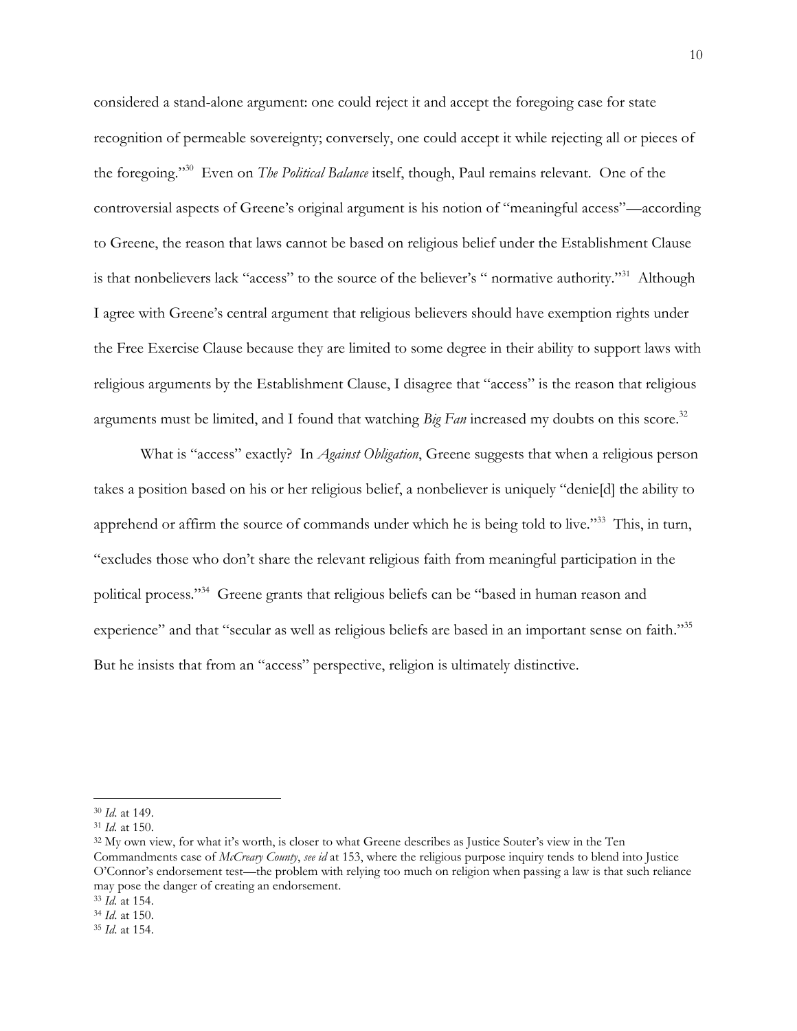considered a stand-alone argument: one could reject it and accept the foregoing case for state recognition of permeable sovereignty; conversely, one could accept it while rejecting all or pieces of the foregoing."[30] Even on *The Political Balance* itself, though, Paul remains relevant. One of the controversial aspects of Greene's original argument is his notion of "meaningful access"—according to Greene, the reason that laws cannot be based on religious belief under the Establishment Clause is that nonbelievers lack "access" to the source of the believer's " normative authority."[31] Although I agree with Greene's central argument that religious believers should have exemption rights under the Free Exercise Clause because they are limited to some degree in their ability to support laws with religious arguments by the Establishment Clause, I disagree that "access" is the reason that religious arguments must be limited, and I found that watching *Big Fan* increased my doubts on this score.[32]

What is "access" exactly? In *Against Obligation*, Greene suggests that when a religious person takes a position based on his or her religious belief, a nonbeliever is uniquely "denie[d] the ability to apprehend or affirm the source of commands under which he is being told to live."[33] This, in turn, "excludes those who don't share the relevant religious faith from meaningful participation in the political process."[34] Greene grants that religious beliefs can be "based in human reason and experience" and that "secular as well as religious beliefs are based in an important sense on faith."[35] But he insists that from an "access" perspective, religion is ultimately distinctive.

---

[30] *Id*. at 149.

[31] *Id.* at 150.

[32] My own view, for what it's worth, is closer to what Greene describes as Justice Souter's view in the Ten Commandments case of *McCreary County*, *see id* at 153, where the religious purpose inquiry tends to blend into Justice O'Connor's endorsement test—the problem with relying too much on religion when passing a law is that such reliance may pose the danger of creating an endorsement.

[33] *Id.* at 154.

[34] *Id.* at 150.

[35] *Id.* at 154.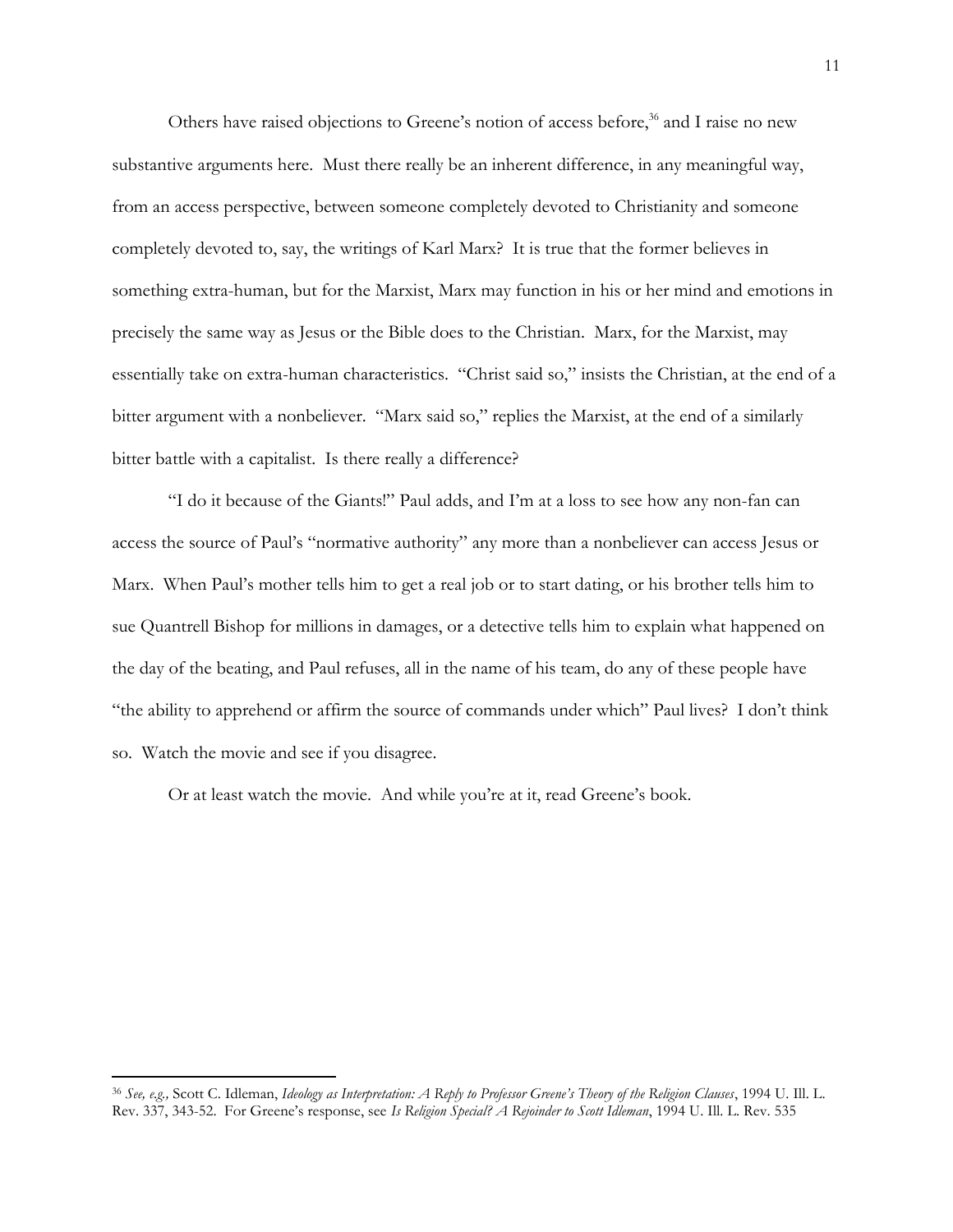Others have raised objections to Greene's notion of access before,[36] and I raise no new substantive arguments here. Must there really be an inherent difference, in any meaningful way, from an access perspective, between someone completely devoted to Christianity and someone completely devoted to, say, the writings of Karl Marx? It is true that the former believes in something extra-human, but for the Marxist, Marx may function in his or her mind and emotions in precisely the same way as Jesus or the Bible does to the Christian. Marx, for the Marxist, may essentially take on extra-human characteristics. "Christ said so," insists the Christian, at the end of a bitter argument with a nonbeliever. "Marx said so," replies the Marxist, at the end of a similarly bitter battle with a capitalist. Is there really a difference?

"I do it because of the Giants!" Paul adds, and I'm at a loss to see how any non-fan can access the source of Paul's "normative authority" any more than a nonbeliever can access Jesus or Marx. When Paul's mother tells him to get a real job or to start dating, or his brother tells him to sue Quantrell Bishop for millions in damages, or a detective tells him to explain what happened on the day of the beating, and Paul refuses, all in the name of his team, do any of these people have "the ability to apprehend or affirm the source of commands under which" Paul lives? I don't think so. Watch the movie and see if you disagree.

Or at least watch the movie. And while you're at it, read Greene's book.

---

[36] *See, e.g.,* Scott C. Idleman, *Ideology as Interpretation: A Reply to Professor Greene's Theory of the Religion Clauses*, 1994 U. Ill. L. Rev. 337, 343-52. For Greene's response, see *Is Religion Special? A Rejoinder to Scott Idleman*, 1994 U. Ill. L. Rev. 535